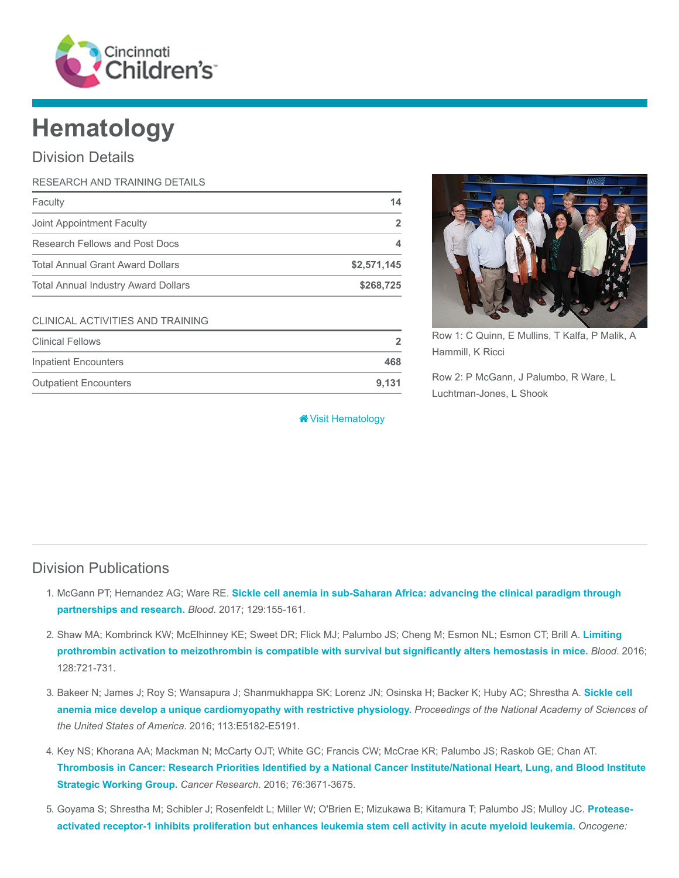# Hematology

## Division Details

| RESEARCH AND TRAINING DETAILS | |
|---|---|
| Faculty | 14 |
| Joint Appointment Faculty | 2 |
| Research Fellows and Post Docs | 4 |
| Total Annual Grant Award Dollars | $2,571,145 |
| Total Annual Industry Award Dollars | $268,725 |

| CLINICAL ACTIVITIES AND TRAINING | |
|---|---|
| Clinical Fellows | 2 |
| Inpatient Encounters | 468 |
| Outpatient Encounters | 9,131 |

Visit Hematology

Row 1: C Quinn, E Mullins, T Kalfa, P Malik, A Hammill, K Ricci

Row 2: P McGann, J Palumbo, R Ware, L Luchtman-Jones, L Shook

## Division Publications

1. McGann PT; Hernandez AG; Ware RE. **Sickle cell anemia in sub-Saharan Africa: advancing the clinical paradigm through partnerships and research.** *Blood*. 2017; 129:155-161.
2. Shaw MA; Kombrinck KW; McElhinney KE; Sweet DR; Flick MJ; Palumbo JS; Cheng M; Esmon NL; Esmon CT; Brill A. **Limiting prothrombin activation to meizothrombin is compatible with survival but significantly alters hemostasis in mice.** *Blood*. 2016; 128:721-731.
3. Bakeer N; James J; Roy S; Wansapura J; Shanmukhappa SK; Lorenz JN; Osinska H; Backer K; Huby AC; Shrestha A. **Sickle cell anemia mice develop a unique cardiomyopathy with restrictive physiology.** *Proceedings of the National Academy of Sciences of the United States of America*. 2016; 113:E5182-E5191.
4. Key NS; Khorana AA; Mackman N; McCarty OJT; White GC; Francis CW; McCrae KR; Palumbo JS; Raskob GE; Chan AT. **Thrombosis in Cancer: Research Priorities Identified by a National Cancer Institute/National Heart, Lung, and Blood Institute Strategic Working Group.** *Cancer Research*. 2016; 76:3671-3675.
5. Goyama S; Shrestha M; Schibler J; Rosenfeldt L; Miller W; O'Brien E; Mizukawa B; Kitamura T; Palumbo JS; Mulloy JC. **Protease-activated receptor-1 inhibits proliferation but enhances leukemia stem cell activity in acute myeloid leukemia.** *Oncogene:*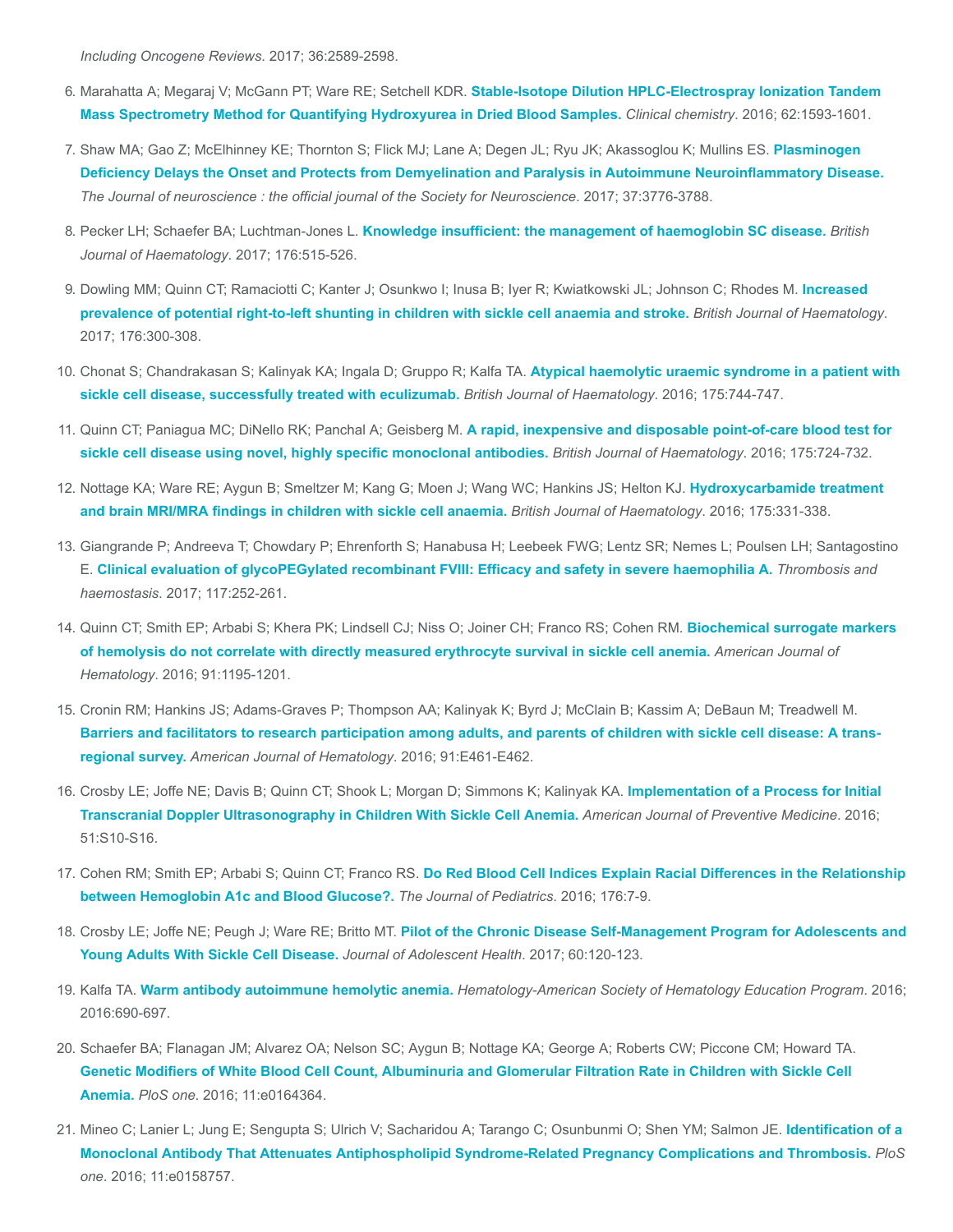*Including Oncogene Reviews*. 2017; 36:2589-2598.

6. Marahatta A; Megaraj V; McGann PT; Ware RE; Setchell KDR. **Stable-Isotope Dilution HPLC-Electrospray Ionization Tandem Mass Spectrometry Method for Quantifying Hydroxyurea in Dried Blood Samples.** *Clinical chemistry*. 2016; 62:1593-1601.
7. Shaw MA; Gao Z; McElhinney KE; Thornton S; Flick MJ; Lane A; Degen JL; Ryu JK; Akassoglou K; Mullins ES. **Plasminogen Deficiency Delays the Onset and Protects from Demyelination and Paralysis in Autoimmune Neuroinflammatory Disease.** *The Journal of neuroscience : the official journal of the Society for Neuroscience*. 2017; 37:3776-3788.
8. Pecker LH; Schaefer BA; Luchtman-Jones L. **Knowledge insufficient: the management of haemoglobin SC disease.** *British Journal of Haematology*. 2017; 176:515-526.
9. Dowling MM; Quinn CT; Ramaciotti C; Kanter J; Osunkwo I; Inusa B; Iyer R; Kwiatkowski JL; Johnson C; Rhodes M. **Increased prevalence of potential right-to-left shunting in children with sickle cell anaemia and stroke.** *British Journal of Haematology*. 2017; 176:300-308.
10. Chonat S; Chandrakasan S; Kalinyak KA; Ingala D; Gruppo R; Kalfa TA. **Atypical haemolytic uraemic syndrome in a patient with sickle cell disease, successfully treated with eculizumab.** *British Journal of Haematology*. 2016; 175:744-747.
11. Quinn CT; Paniagua MC; DiNello RK; Panchal A; Geisberg M. **A rapid, inexpensive and disposable point-of-care blood test for sickle cell disease using novel, highly specific monoclonal antibodies.** *British Journal of Haematology*. 2016; 175:724-732.
12. Nottage KA; Ware RE; Aygun B; Smeltzer M; Kang G; Moen J; Wang WC; Hankins JS; Helton KJ. **Hydroxycarbamide treatment and brain MRI/MRA findings in children with sickle cell anaemia.** *British Journal of Haematology*. 2016; 175:331-338.
13. Giangrande P; Andreeva T; Chowdary P; Ehrenforth S; Hanabusa H; Leebeek FWG; Lentz SR; Nemes L; Poulsen LH; Santagostino E. **Clinical evaluation of glycoPEGylated recombinant FVIII: Efficacy and safety in severe haemophilia A.** *Thrombosis and haemostasis*. 2017; 117:252-261.
14. Quinn CT; Smith EP; Arbabi S; Khera PK; Lindsell CJ; Niss O; Joiner CH; Franco RS; Cohen RM. **Biochemical surrogate markers of hemolysis do not correlate with directly measured erythrocyte survival in sickle cell anemia.** *American Journal of Hematology*. 2016; 91:1195-1201.
15. Cronin RM; Hankins JS; Adams-Graves P; Thompson AA; Kalinyak K; Byrd J; McClain B; Kassim A; DeBaun M; Treadwell M. **Barriers and facilitators to research participation among adults, and parents of children with sickle cell disease: A trans-regional survey.** *American Journal of Hematology*. 2016; 91:E461-E462.
16. Crosby LE; Joffe NE; Davis B; Quinn CT; Shook L; Morgan D; Simmons K; Kalinyak KA. **Implementation of a Process for Initial Transcranial Doppler Ultrasonography in Children With Sickle Cell Anemia.** *American Journal of Preventive Medicine*. 2016; 51:S10-S16.
17. Cohen RM; Smith EP; Arbabi S; Quinn CT; Franco RS. **Do Red Blood Cell Indices Explain Racial Differences in the Relationship between Hemoglobin A1c and Blood Glucose?.** *The Journal of Pediatrics*. 2016; 176:7-9.
18. Crosby LE; Joffe NE; Peugh J; Ware RE; Britto MT. **Pilot of the Chronic Disease Self-Management Program for Adolescents and Young Adults With Sickle Cell Disease.** *Journal of Adolescent Health*. 2017; 60:120-123.
19. Kalfa TA. **Warm antibody autoimmune hemolytic anemia.** *Hematology-American Society of Hematology Education Program*. 2016; 2016:690-697.
20. Schaefer BA; Flanagan JM; Alvarez OA; Nelson SC; Aygun B; Nottage KA; George A; Roberts CW; Piccone CM; Howard TA. **Genetic Modifiers of White Blood Cell Count, Albuminuria and Glomerular Filtration Rate in Children with Sickle Cell Anemia.** *PloS one*. 2016; 11:e0164364.
21. Mineo C; Lanier L; Jung E; Sengupta S; Ulrich V; Sacharidou A; Tarango C; Osunbunmi O; Shen YM; Salmon JE. **Identification of a Monoclonal Antibody That Attenuates Antiphospholipid Syndrome-Related Pregnancy Complications and Thrombosis.** *PloS one*. 2016; 11:e0158757.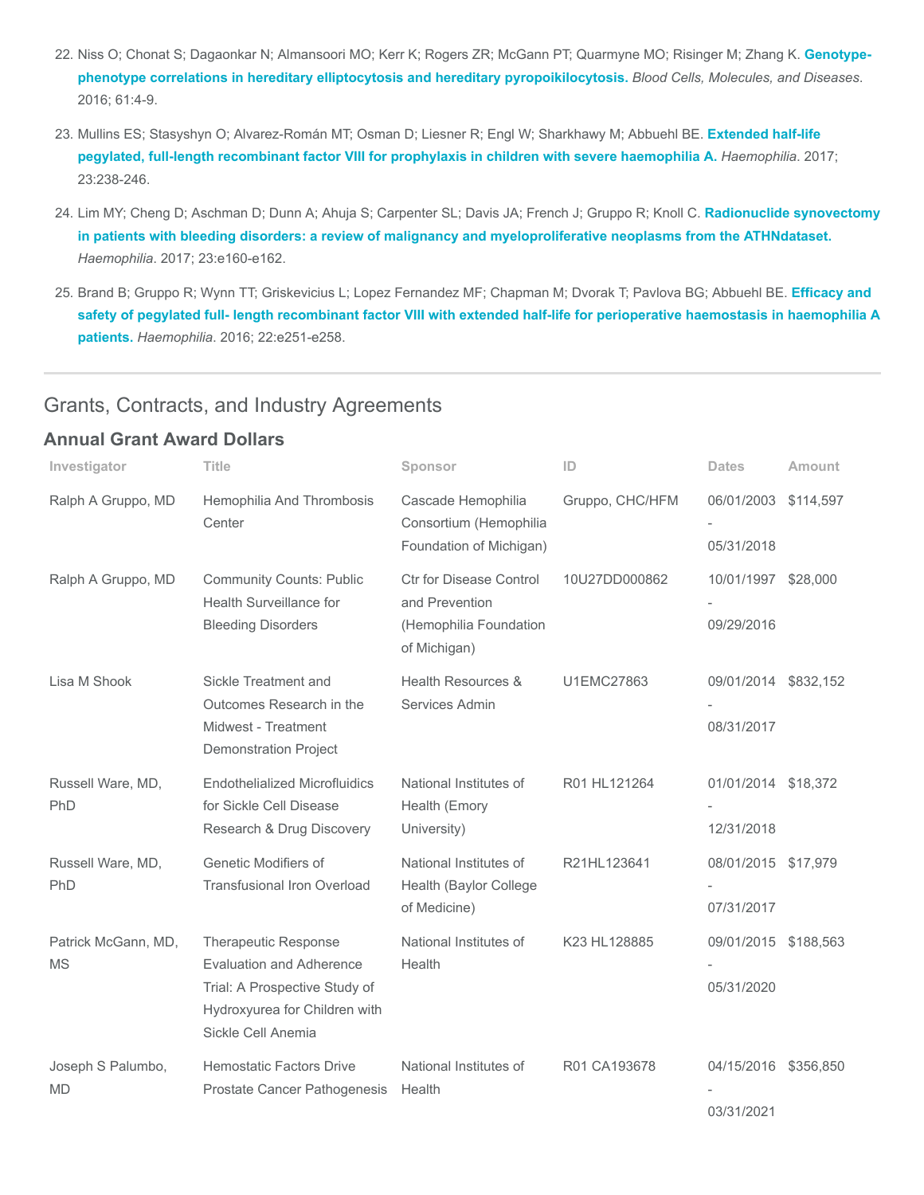22. Niss O; Chonat S; Dagaonkar N; Almansoori MO; Kerr K; Rogers ZR; McGann PT; Quarmyne MO; Risinger M; Zhang K. **Genotype-phenotype correlations in hereditary elliptocytosis and hereditary pyropoikilocytosis.** *Blood Cells, Molecules, and Diseases*. 2016; 61:4-9.

23. Mullins ES; Stasyshyn O; Alvarez-Román MT; Osman D; Liesner R; Engl W; Sharkhawy M; Abbuehl BE. **Extended half-life pegylated, full-length recombinant factor VIII for prophylaxis in children with severe haemophilia A.** *Haemophilia*. 2017; 23:238-246.

24. Lim MY; Cheng D; Aschman D; Dunn A; Ahuja S; Carpenter SL; Davis JA; French J; Gruppo R; Knoll C. **Radionuclide synovectomy in patients with bleeding disorders: a review of malignancy and myeloproliferative neoplasms from the ATHNdataset.** *Haemophilia*. 2017; 23:e160-e162.

25. Brand B; Gruppo R; Wynn TT; Griskevicius L; Lopez Fernandez MF; Chapman M; Dvorak T; Pavlova BG; Abbuehl BE. **Efficacy and safety of pegylated full- length recombinant factor VIII with extended half-life for perioperative haemostasis in haemophilia A patients.** *Haemophilia*. 2016; 22:e251-e258.

## Grants, Contracts, and Industry Agreements

### Annual Grant Award Dollars

| Investigator | Title | Sponsor | ID | Dates | Amount |
|---|---|---|---|---|---|
| Ralph A Gruppo, MD | Hemophilia And Thrombosis Center | Cascade Hemophilia Consortium (Hemophilia Foundation of Michigan) | Gruppo, CHC/HFM | 06/01/2003 - 05/31/2018 | $114,597 |
| Ralph A Gruppo, MD | Community Counts: Public Health Surveillance for Bleeding Disorders | Ctr for Disease Control and Prevention (Hemophilia Foundation of Michigan) | 10U27DD000862 | 10/01/1997 - 09/29/2016 | $28,000 |
| Lisa M Shook | Sickle Treatment and Outcomes Research in the Midwest - Treatment Demonstration Project | Health Resources & Services Admin | U1EMC27863 | 09/01/2014 - 08/31/2017 | $832,152 |
| Russell Ware, MD, PhD | Endothelialized Microfluidics for Sickle Cell Disease Research & Drug Discovery | National Institutes of Health (Emory University) | R01 HL121264 | 01/01/2014 - 12/31/2018 | $18,372 |
| Russell Ware, MD, PhD | Genetic Modifiers of Transfusional Iron Overload | National Institutes of Health (Baylor College of Medicine) | R21HL123641 | 08/01/2015 - 07/31/2017 | $17,979 |
| Patrick McGann, MD, MS | Therapeutic Response Evaluation and Adherence Trial: A Prospective Study of Hydroxyurea for Children with Sickle Cell Anemia | National Institutes of Health | K23 HL128885 | 09/01/2015 - 05/31/2020 | $188,563 |
| Joseph S Palumbo, MD | Hemostatic Factors Drive Prostate Cancer Pathogenesis | National Institutes of Health | R01 CA193678 | 04/15/2016 - 03/31/2021 | $356,850 |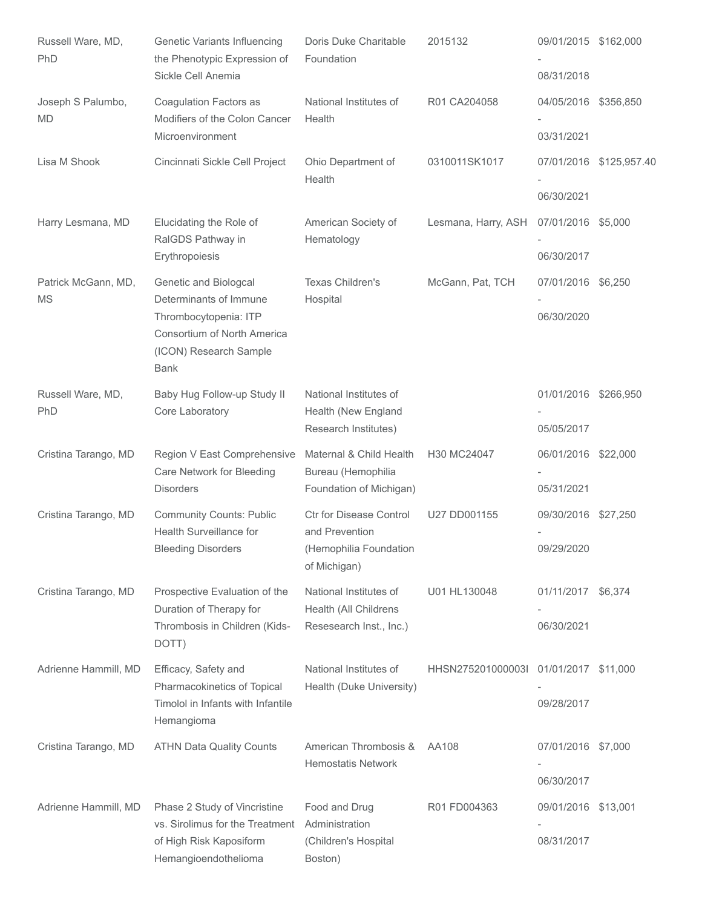| | | | | | |
|---|---|---|---|---|---|
| Russell Ware, MD, PhD | Genetic Variants Influencing the Phenotypic Expression of Sickle Cell Anemia | Doris Duke Charitable Foundation | 2015132 | 09/01/2015 - 08/31/2018 | $162,000 |
| Joseph S Palumbo, MD | Coagulation Factors as Modifiers of the Colon Cancer Microenvironment | National Institutes of Health | R01 CA204058 | 04/05/2016 - 03/31/2021 | $356,850 |
| Lisa M Shook | Cincinnati Sickle Cell Project | Ohio Department of Health | 0310011SK1017 | 07/01/2016 - 06/30/2021 | $125,957.40 |
| Harry Lesmana, MD | Elucidating the Role of RalGDS Pathway in Erythropoiesis | American Society of Hematology | Lesmana, Harry, ASH | 07/01/2016 - 06/30/2017 | $5,000 |
| Patrick McGann, MD, MS | Genetic and Biologcal Determinants of Immune Thrombocytopenia: ITP Consortium of North America (ICON) Research Sample Bank | Texas Children's Hospital | McGann, Pat, TCH | 07/01/2016 - 06/30/2020 | $6,250 |
| Russell Ware, MD, PhD | Baby Hug Follow-up Study II Core Laboratory | National Institutes of Health (New England Research Institutes) | | 01/01/2016 - 05/05/2017 | $266,950 |
| Cristina Tarango, MD | Region V East Comprehensive Care Network for Bleeding Disorders | Maternal & Child Health Bureau (Hemophilia Foundation of Michigan) | H30 MC24047 | 06/01/2016 - 05/31/2021 | $22,000 |
| Cristina Tarango, MD | Community Counts: Public Health Surveillance for Bleeding Disorders | Ctr for Disease Control and Prevention (Hemophilia Foundation of Michigan) | U27 DD001155 | 09/30/2016 - 09/29/2020 | $27,250 |
| Cristina Tarango, MD | Prospective Evaluation of the Duration of Therapy for Thrombosis in Children (Kids-DOTT) | National Institutes of Health (All Childrens Resesearch Inst., Inc.) | U01 HL130048 | 01/11/2017 - 06/30/2021 | $6,374 |
| Adrienne Hammill, MD | Efficacy, Safety and Pharmacokinetics of Topical Timolol in Infants with Infantile Hemangioma | National Institutes of Health (Duke University) | HHSN275201000003I | 01/01/2017 - 09/28/2017 | $11,000 |
| Cristina Tarango, MD | ATHN Data Quality Counts | American Thrombosis & Hemostatis Network | AA108 | 07/01/2016 - 06/30/2017 | $7,000 |
| Adrienne Hammill, MD | Phase 2 Study of Vincristine vs. Sirolimus for the Treatment of High Risk Kaposiform Hemangioendothelioma | Food and Drug Administration (Children's Hospital Boston) | R01 FD004363 | 09/01/2016 - 08/31/2017 | $13,001 |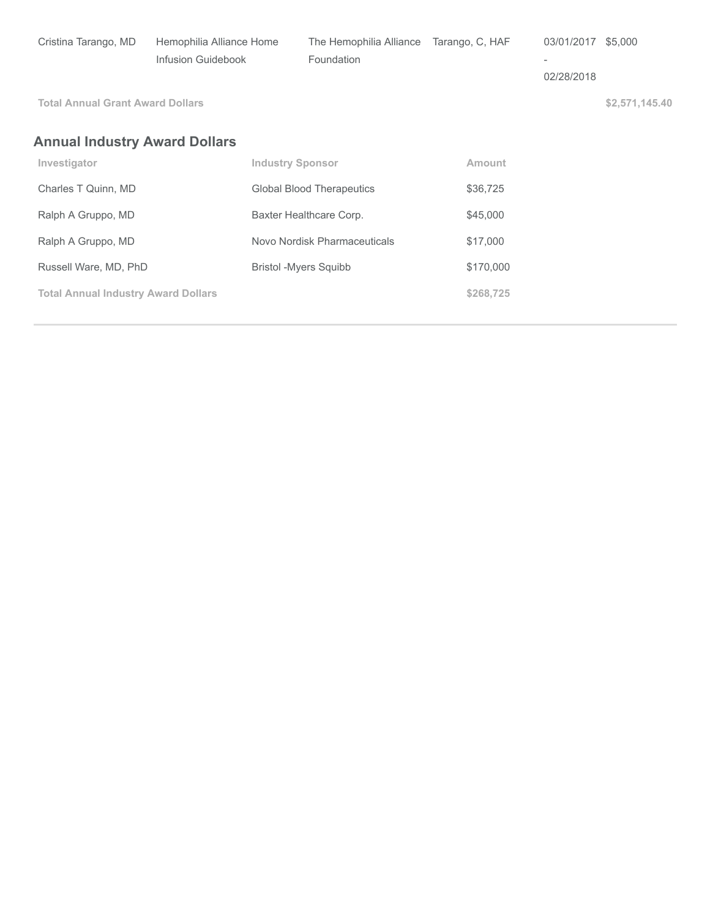| | | | | | |
|---|---|---|---|---|---|
| Cristina Tarango, MD | Hemophilia Alliance Home Infusion Guidebook | The Hemophilia Alliance Foundation | Tarango, C, HAF | 03/01/2017 - 02/28/2018 | $5,000 |
| **Total Annual Grant Award Dollars** | | | | | **$2,571,145.40** |

## Annual Industry Award Dollars

| Investigator | Industry Sponsor | Amount |
|---|---|---|
| Charles T Quinn, MD | Global Blood Therapeutics | $36,725 |
| Ralph A Gruppo, MD | Baxter Healthcare Corp. | $45,000 |
| Ralph A Gruppo, MD | Novo Nordisk Pharmaceuticals | $17,000 |
| Russell Ware, MD, PhD | Bristol -Myers Squibb | $170,000 |
| **Total Annual Industry Award Dollars** | | **$268,725** |